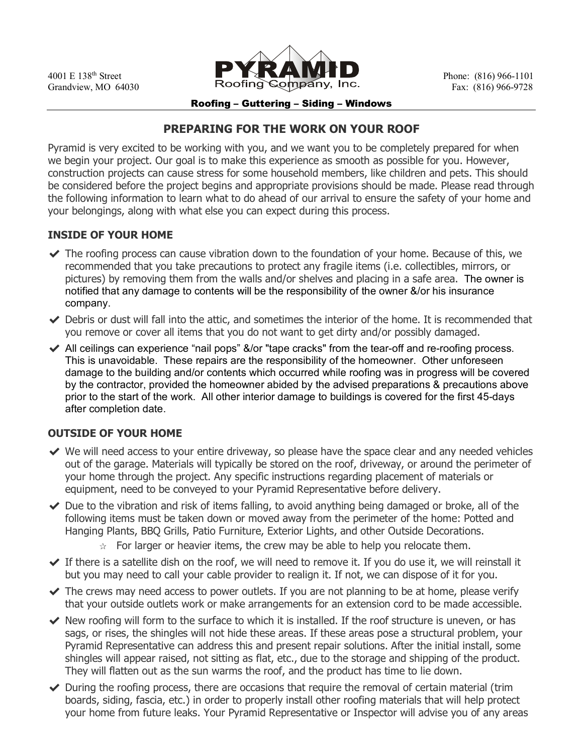4001 E 138th Street
Grandview, MO 64030

**PYRAMID**
Roofing Company, Inc.

Phone: (816) 966-1101
Fax: (816) 966-9728

**Roofing – Guttering – Siding – Windows**

## PREPARING FOR THE WORK ON YOUR ROOF

Pyramid is very excited to be working with you, and we want you to be completely prepared for when we begin your project. Our goal is to make this experience as smooth as possible for you. However, construction projects can cause stress for some household members, like children and pets. This should be considered before the project begins and appropriate provisions should be made. Please read through the following information to learn what to do ahead of our arrival to ensure the safety of your home and your belongings, along with what else you can expect during this process.

### INSIDE OF YOUR HOME

- ✔ The roofing process can cause vibration down to the foundation of your home. Because of this, we recommended that you take precautions to protect any fragile items (i.e. collectibles, mirrors, or pictures) by removing them from the walls and/or shelves and placing in a safe area. The owner is notified that any damage to contents will be the responsibility of the owner &/or his insurance company.
- ✔ Debris or dust will fall into the attic, and sometimes the interior of the home. It is recommended that you remove or cover all items that you do not want to get dirty and/or possibly damaged.
- ✔ All ceilings can experience "nail pops" &/or "tape cracks" from the tear-off and re-roofing process. This is unavoidable. These repairs are the responsibility of the homeowner. Other unforeseen damage to the building and/or contents which occurred while roofing was in progress will be covered by the contractor, provided the homeowner abided by the advised preparations & precautions above prior to the start of the work. All other interior damage to buildings is covered for the first 45-days after completion date.

### OUTSIDE OF YOUR HOME

- ✔ We will need access to your entire driveway, so please have the space clear and any needed vehicles out of the garage. Materials will typically be stored on the roof, driveway, or around the perimeter of your home through the project. Any specific instructions regarding placement of materials or equipment, need to be conveyed to your Pyramid Representative before delivery.
- ✔ Due to the vibration and risk of items falling, to avoid anything being damaged or broke, all of the following items must be taken down or moved away from the perimeter of the home: Potted and Hanging Plants, BBQ Grills, Patio Furniture, Exterior Lights, and other Outside Decorations.
  - ☆ For larger or heavier items, the crew may be able to help you relocate them.
- ✔ If there is a satellite dish on the roof, we will need to remove it. If you do use it, we will reinstall it but you may need to call your cable provider to realign it. If not, we can dispose of it for you.
- ✔ The crews may need access to power outlets. If you are not planning to be at home, please verify that your outside outlets work or make arrangements for an extension cord to be made accessible.
- ✔ New roofing will form to the surface to which it is installed. If the roof structure is uneven, or has sags, or rises, the shingles will not hide these areas. If these areas pose a structural problem, your Pyramid Representative can address this and present repair solutions. After the initial install, some shingles will appear raised, not sitting as flat, etc., due to the storage and shipping of the product. They will flatten out as the sun warms the roof, and the product has time to lie down.
- ✔ During the roofing process, there are occasions that require the removal of certain material (trim boards, siding, fascia, etc.) in order to properly install other roofing materials that will help protect your home from future leaks. Your Pyramid Representative or Inspector will advise you of any areas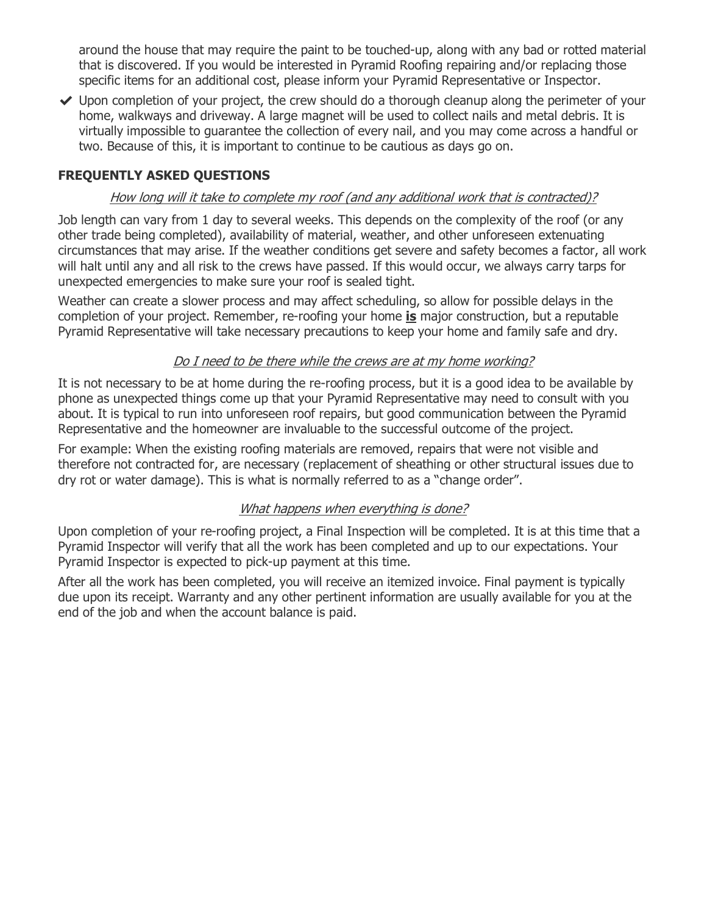around the house that may require the paint to be touched-up, along with any bad or rotted material that is discovered. If you would be interested in Pyramid Roofing repairing and/or replacing those specific items for an additional cost, please inform your Pyramid Representative or Inspector.

- ✔ Upon completion of your project, the crew should do a thorough cleanup along the perimeter of your home, walkways and driveway. A large magnet will be used to collect nails and metal debris. It is virtually impossible to guarantee the collection of every nail, and you may come across a handful or two. Because of this, it is important to continue to be cautious as days go on.

## FREQUENTLY ASKED QUESTIONS

### *How long will it take to complete my roof (and any additional work that is contracted)?*

Job length can vary from 1 day to several weeks. This depends on the complexity of the roof (or any other trade being completed), availability of material, weather, and other unforeseen extenuating circumstances that may arise. If the weather conditions get severe and safety becomes a factor, all work will halt until any and all risk to the crews have passed. If this would occur, we always carry tarps for unexpected emergencies to make sure your roof is sealed tight.

Weather can create a slower process and may affect scheduling, so allow for possible delays in the completion of your project. Remember, re-roofing your home **is** major construction, but a reputable Pyramid Representative will take necessary precautions to keep your home and family safe and dry.

### *Do I need to be there while the crews are at my home working?*

It is not necessary to be at home during the re-roofing process, but it is a good idea to be available by phone as unexpected things come up that your Pyramid Representative may need to consult with you about. It is typical to run into unforeseen roof repairs, but good communication between the Pyramid Representative and the homeowner are invaluable to the successful outcome of the project.

For example: When the existing roofing materials are removed, repairs that were not visible and therefore not contracted for, are necessary (replacement of sheathing or other structural issues due to dry rot or water damage). This is what is normally referred to as a "change order".

### *What happens when everything is done?*

Upon completion of your re-roofing project, a Final Inspection will be completed. It is at this time that a Pyramid Inspector will verify that all the work has been completed and up to our expectations. Your Pyramid Inspector is expected to pick-up payment at this time.

After all the work has been completed, you will receive an itemized invoice. Final payment is typically due upon its receipt. Warranty and any other pertinent information are usually available for you at the end of the job and when the account balance is paid.